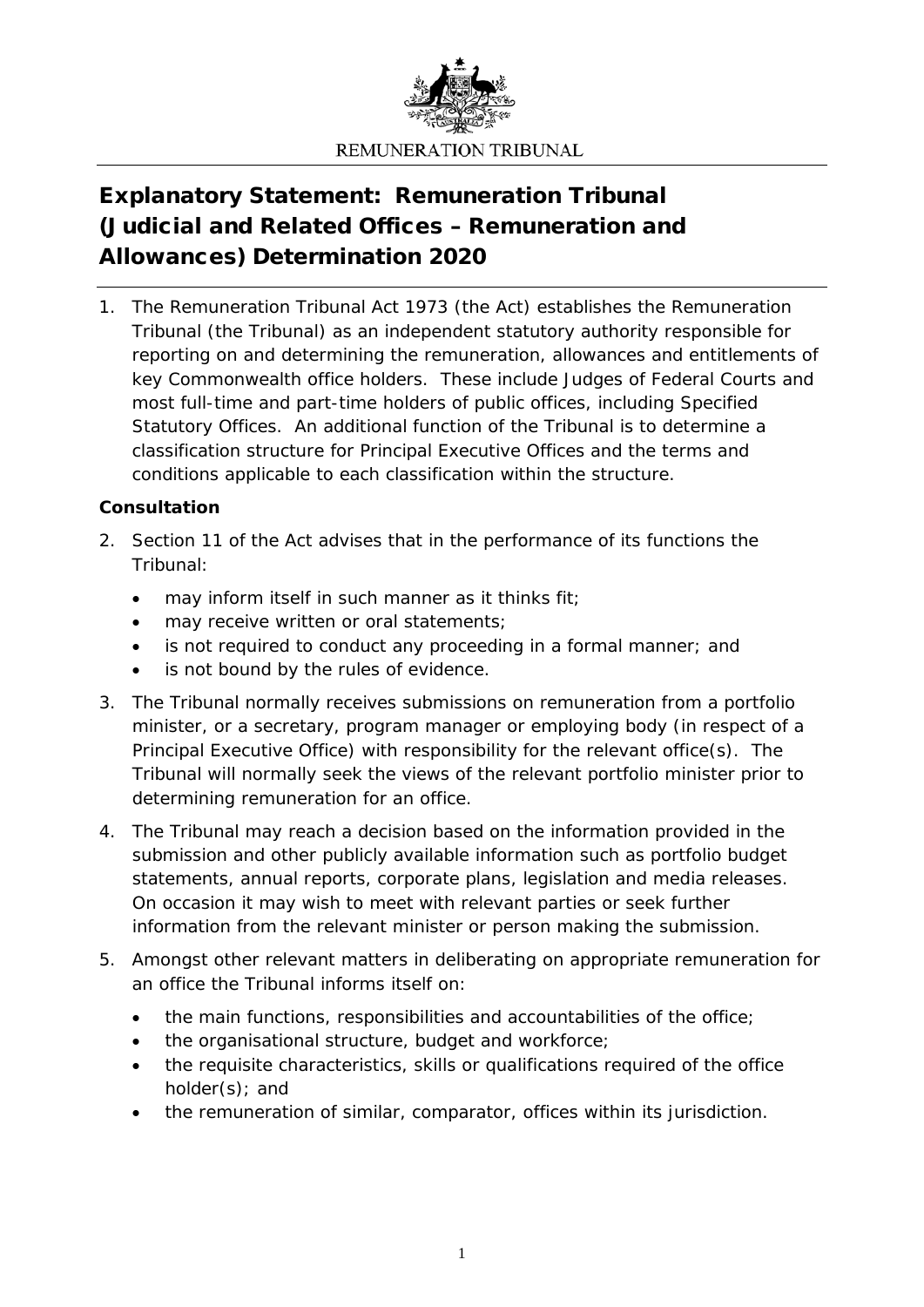REMUNERATION TRIBUNAL

# Explanatory Statement: Remuneration Tribunal (Judicial and Related Offices – Remuneration and Allowances) Determination 2020

1. The Remuneration Tribunal Act 1973 (the Act) establishes the Remuneration Tribunal (the Tribunal) as an independent statutory authority responsible for reporting on and determining the remuneration, allowances and entitlements of key Commonwealth office holders. These include Judges of Federal Courts and most full-time and part-time holders of public offices, including Specified Statutory Offices. An additional function of the Tribunal is to determine a classification structure for Principal Executive Offices and the terms and conditions applicable to each classification within the structure.

**Consultation**

2. Section 11 of the Act advises that in the performance of its functions the Tribunal:
   - may inform itself in such manner as it thinks fit;
   - may receive written or oral statements;
   - is not required to conduct any proceeding in a formal manner; and
   - is not bound by the rules of evidence.
3. The Tribunal normally receives submissions on remuneration from a portfolio minister, or a secretary, program manager or employing body (in respect of a Principal Executive Office) with responsibility for the relevant office(s). The Tribunal will normally seek the views of the relevant portfolio minister prior to determining remuneration for an office.
4. The Tribunal may reach a decision based on the information provided in the submission and other publicly available information such as portfolio budget statements, annual reports, corporate plans, legislation and media releases. On occasion it may wish to meet with relevant parties or seek further information from the relevant minister or person making the submission.
5. Amongst other relevant matters in deliberating on appropriate remuneration for an office the Tribunal informs itself on:
   - the main functions, responsibilities and accountabilities of the office;
   - the organisational structure, budget and workforce;
   - the requisite characteristics, skills or qualifications required of the office holder(s); and
   - the remuneration of similar, comparator, offices within its jurisdiction.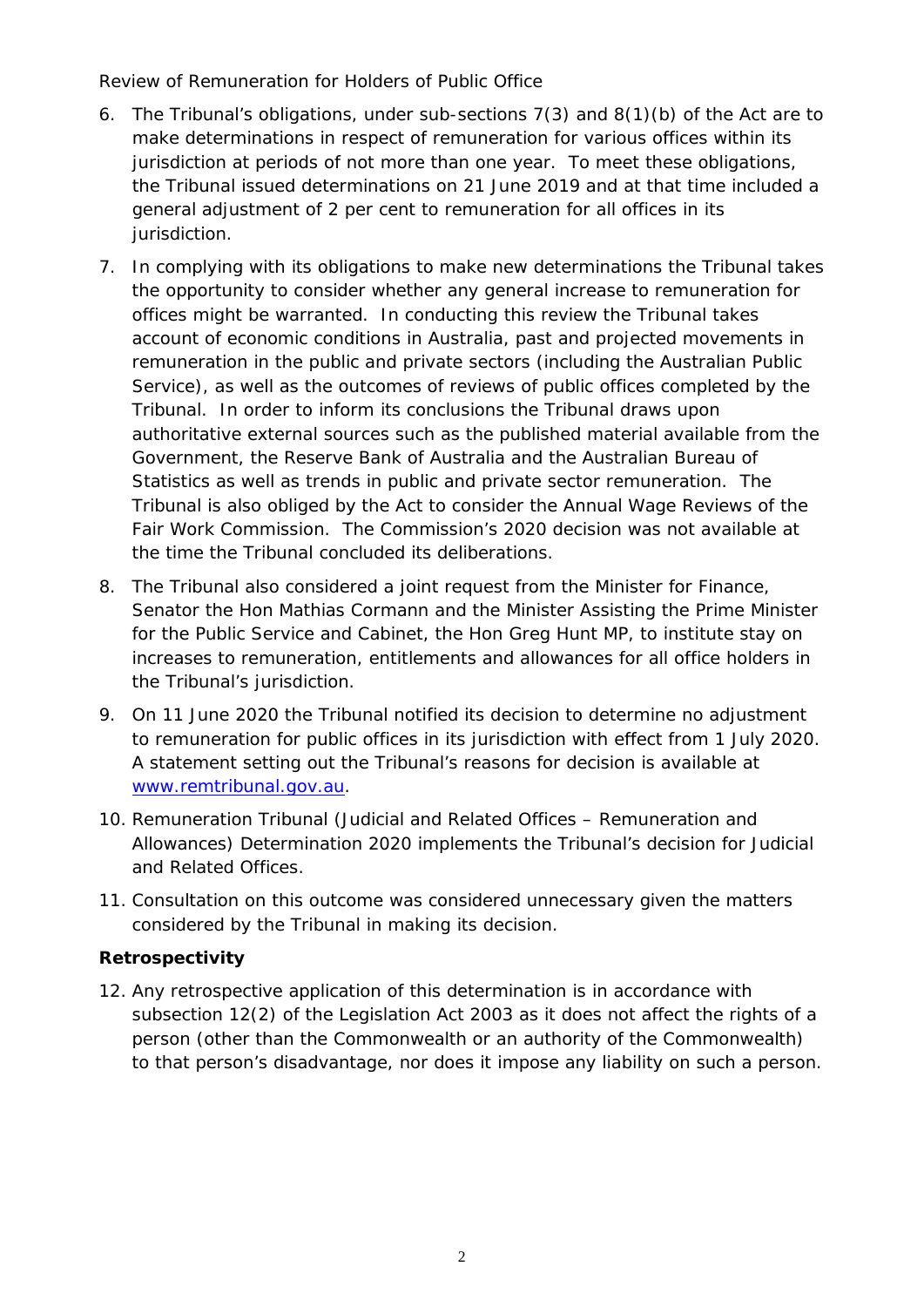Review of Remuneration for Holders of Public Office

6. The Tribunal's obligations, under sub-sections 7(3) and 8(1)(b) of the Act are to make determinations in respect of remuneration for various offices within its jurisdiction at periods of not more than one year. To meet these obligations, the Tribunal issued determinations on 21 June 2019 and at that time included a general adjustment of 2 per cent to remuneration for all offices in its jurisdiction.

7. In complying with its obligations to make new determinations the Tribunal takes the opportunity to consider whether any general increase to remuneration for offices might be warranted. In conducting this review the Tribunal takes account of economic conditions in Australia, past and projected movements in remuneration in the public and private sectors (including the Australian Public Service), as well as the outcomes of reviews of public offices completed by the Tribunal. In order to inform its conclusions the Tribunal draws upon authoritative external sources such as the published material available from the Government, the Reserve Bank of Australia and the Australian Bureau of Statistics as well as trends in public and private sector remuneration. The Tribunal is also obliged by the Act to consider the Annual Wage Reviews of the Fair Work Commission. The Commission's 2020 decision was not available at the time the Tribunal concluded its deliberations.

8. The Tribunal also considered a joint request from the Minister for Finance, Senator the Hon Mathias Cormann and the Minister Assisting the Prime Minister for the Public Service and Cabinet, the Hon Greg Hunt MP, to institute stay on increases to remuneration, entitlements and allowances for all office holders in the Tribunal's jurisdiction.

9. On 11 June 2020 the Tribunal notified its decision to determine no adjustment to remuneration for public offices in its jurisdiction with effect from 1 July 2020. A statement setting out the Tribunal's reasons for decision is available at [www.remtribunal.gov.au](http://www.remtribunal.gov.au).

10. Remuneration Tribunal (Judicial and Related Offices – Remuneration and Allowances) Determination 2020 implements the Tribunal's decision for Judicial and Related Offices.

11. Consultation on this outcome was considered unnecessary given the matters considered by the Tribunal in making its decision.

**Retrospectivity**

12. Any retrospective application of this determination is in accordance with subsection 12(2) of the Legislation Act 2003 as it does not affect the rights of a person (other than the Commonwealth or an authority of the Commonwealth) to that person's disadvantage, nor does it impose any liability on such a person.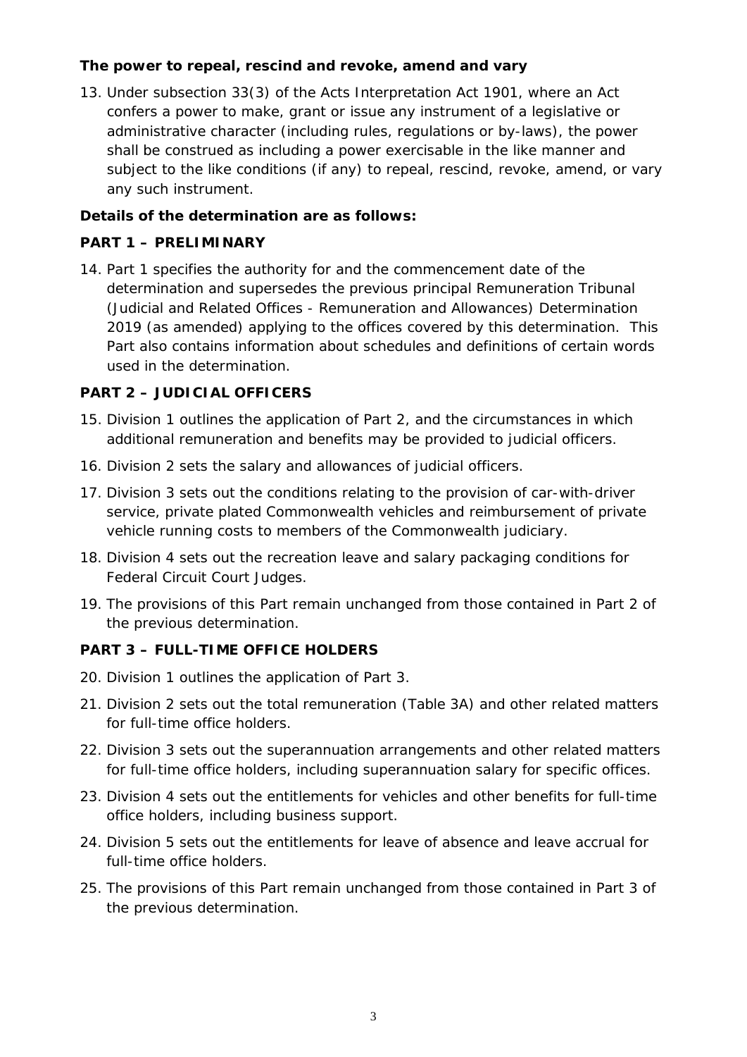**The power to repeal, rescind and revoke, amend and vary**

13. Under subsection 33(3) of the Acts Interpretation Act 1901, where an Act confers a power to make, grant or issue any instrument of a legislative or administrative character (including rules, regulations or by-laws), the power shall be construed as including a power exercisable in the like manner and subject to the like conditions (if any) to repeal, rescind, revoke, amend, or vary any such instrument.

**Details of the determination are as follows:**

**PART 1 – PRELIMINARY**

14. Part 1 specifies the authority for and the commencement date of the determination and supersedes the previous principal Remuneration Tribunal (Judicial and Related Offices - Remuneration and Allowances) Determination 2019 (as amended) applying to the offices covered by this determination. This Part also contains information about schedules and definitions of certain words used in the determination.

**PART 2 – JUDICIAL OFFICERS**

15. Division 1 outlines the application of Part 2, and the circumstances in which additional remuneration and benefits may be provided to judicial officers.
16. Division 2 sets the salary and allowances of judicial officers.
17. Division 3 sets out the conditions relating to the provision of car-with-driver service, private plated Commonwealth vehicles and reimbursement of private vehicle running costs to members of the Commonwealth judiciary.
18. Division 4 sets out the recreation leave and salary packaging conditions for Federal Circuit Court Judges.
19. The provisions of this Part remain unchanged from those contained in Part 2 of the previous determination.

**PART 3 – FULL-TIME OFFICE HOLDERS**

20. Division 1 outlines the application of Part 3.
21. Division 2 sets out the total remuneration (Table 3A) and other related matters for full-time office holders.
22. Division 3 sets out the superannuation arrangements and other related matters for full-time office holders, including superannuation salary for specific offices.
23. Division 4 sets out the entitlements for vehicles and other benefits for full-time office holders, including business support.
24. Division 5 sets out the entitlements for leave of absence and leave accrual for full-time office holders.
25. The provisions of this Part remain unchanged from those contained in Part 3 of the previous determination.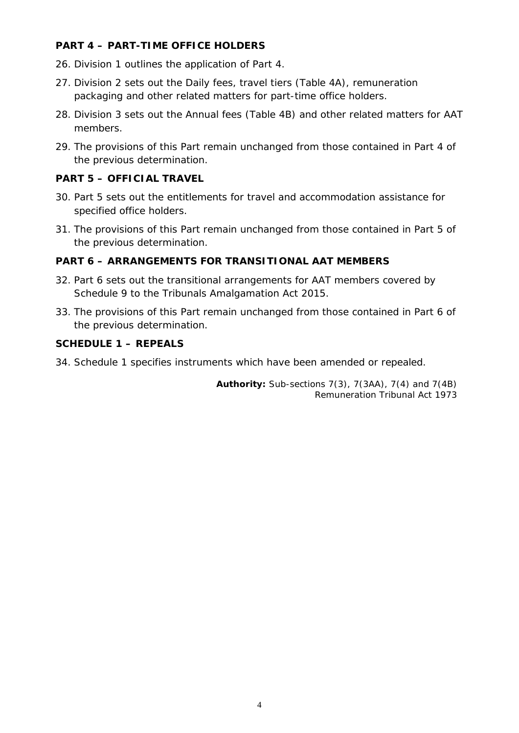**PART 4 – PART-TIME OFFICE HOLDERS**

26. Division 1 outlines the application of Part 4.
27. Division 2 sets out the Daily fees, travel tiers (Table 4A), remuneration packaging and other related matters for part-time office holders.
28. Division 3 sets out the Annual fees (Table 4B) and other related matters for AAT members.
29. The provisions of this Part remain unchanged from those contained in Part 4 of the previous determination.

**PART 5 – OFFICIAL TRAVEL**

30. Part 5 sets out the entitlements for travel and accommodation assistance for specified office holders.
31. The provisions of this Part remain unchanged from those contained in Part 5 of the previous determination.

**PART 6 – ARRANGEMENTS FOR TRANSITIONAL AAT MEMBERS**

32. Part 6 sets out the transitional arrangements for AAT members covered by Schedule 9 to the Tribunals Amalgamation Act 2015.
33. The provisions of this Part remain unchanged from those contained in Part 6 of the previous determination.

**SCHEDULE 1 – REPEALS**

34. Schedule 1 specifies instruments which have been amended or repealed.

**Authority:** Sub-sections 7(3), 7(3AA), 7(4) and 7(4B)
Remuneration Tribunal Act 1973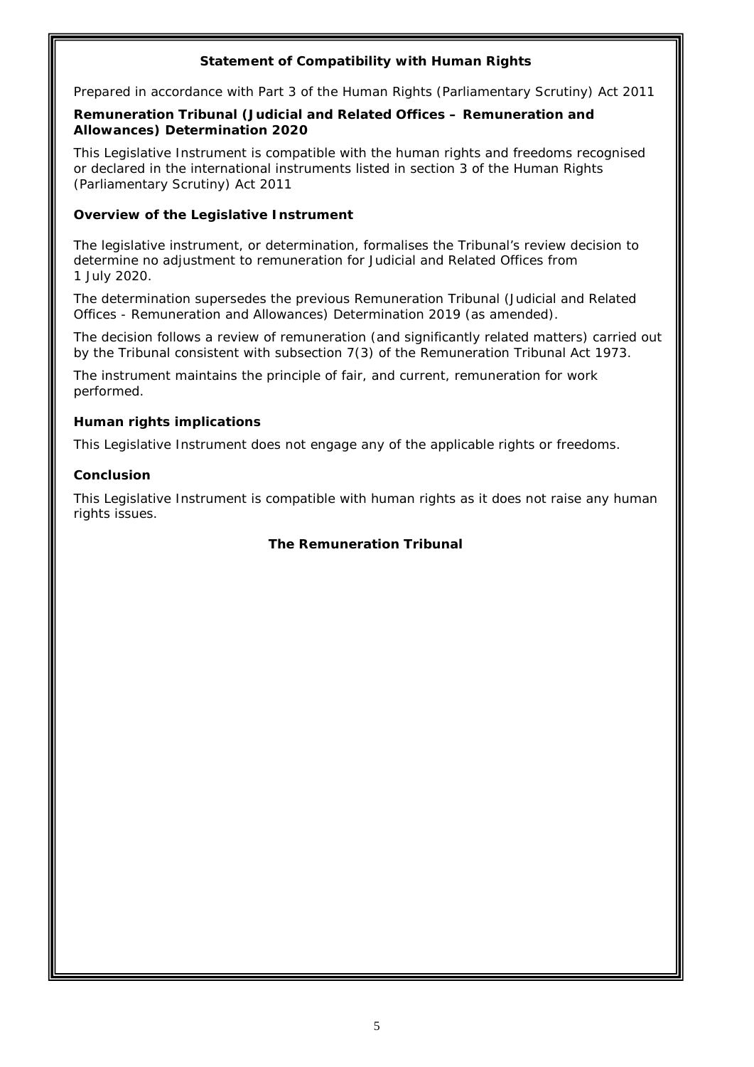## Statement of Compatibility with Human Rights

*Prepared in accordance with Part 3 of the Human Rights (Parliamentary Scrutiny) Act 2011*

**Remuneration Tribunal (Judicial and Related Offices – Remuneration and Allowances) Determination 2020**

This Legislative Instrument is compatible with the human rights and freedoms recognised or declared in the international instruments listed in section 3 of the *Human Rights (Parliamentary Scrutiny) Act 2011*

### Overview of the Legislative Instrument

The legislative instrument, or determination, formalises the Tribunal's review decision to determine no adjustment to remuneration for Judicial and Related Offices from 1 July 2020.

The determination supersedes the previous Remuneration Tribunal (Judicial and Related Offices - Remuneration and Allowances) Determination 2019 (as amended).

The decision follows a review of remuneration (and significantly related matters) carried out by the Tribunal consistent with subsection 7(3) of the *Remuneration Tribunal Act 1973*.

The instrument maintains the principle of fair, and current, remuneration for work performed.

### Human rights implications

This Legislative Instrument does not engage any of the applicable rights or freedoms.

### Conclusion

This Legislative Instrument is compatible with human rights as it does not raise any human rights issues.

**The Remuneration Tribunal**